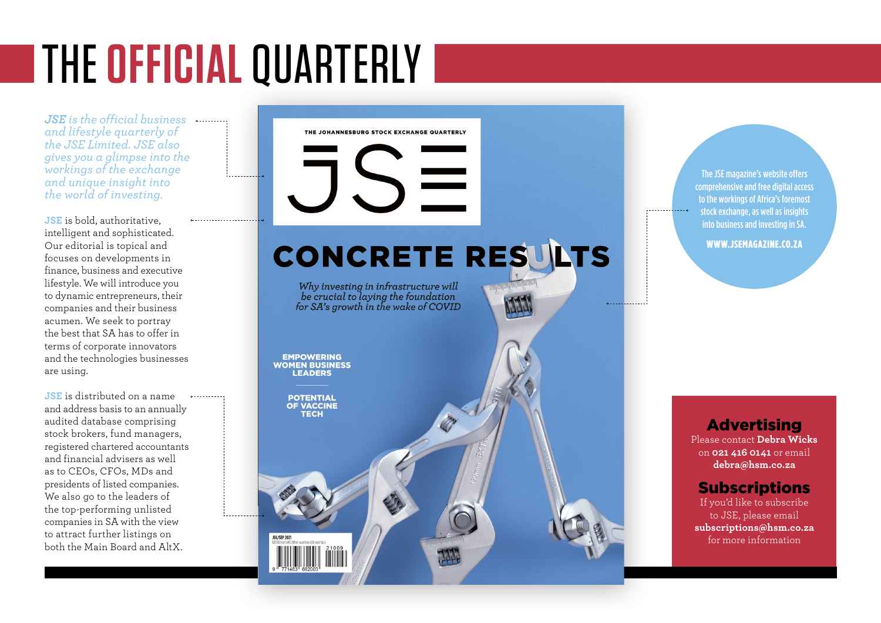# THE OFFICIAL QUARTERLY

*JSE is the official business and lifestyle quarterly of the JSE Limited. JSE also gives you a glimpse into the workings of the exchange and unique insight into the world of investing.*

**JSE** is bold, authoritative, intelligent and sophisticated. Our editorial is topical and focuses on developments in finance, business and executive lifestyle. We will introduce you to dynamic entrepreneurs, their companies and their business acumen. We seek to portray the best that SA has to offer in terms of corporate innovators and the technologies businesses are using.

**JSE** is distributed on a name and address basis to an annually audited database comprising stock brokers, fund managers, registered chartered accountants and financial advisers as well as to CEOs, CFOs, MDs and presidents of listed companies. We also go to the leaders of the top-performing unlisted companies in SA with the view to attract further listings on both the Main Board and AltX.

THE JOHANNESBURG STOCK EXCHANGE QUARTERLY

JSE

CONCRETE RESULTS

*Why investing in infrastructure will be crucial to laying the foundation for SA's growth in the wake of COVID*

EMPOWERING WOMEN BUSINESS LEADERS

POTENTIAL OF VACCINE TECH

JUL/SEP 2021

The JSE magazine's website offers comprehensive and free digital access to the workings of Africa's foremost stock exchange, as well as insights into business and investing in SA.

**WWW.JSEMAGAZINE.CO.ZA**

## Advertising

Please contact **Debra Wicks** on **021 416 0141** or email **debra@hsm.co.za**

## Subscriptions

If you'd like to subscribe to JSE, please email **subscriptions@hsm.co.za** for more information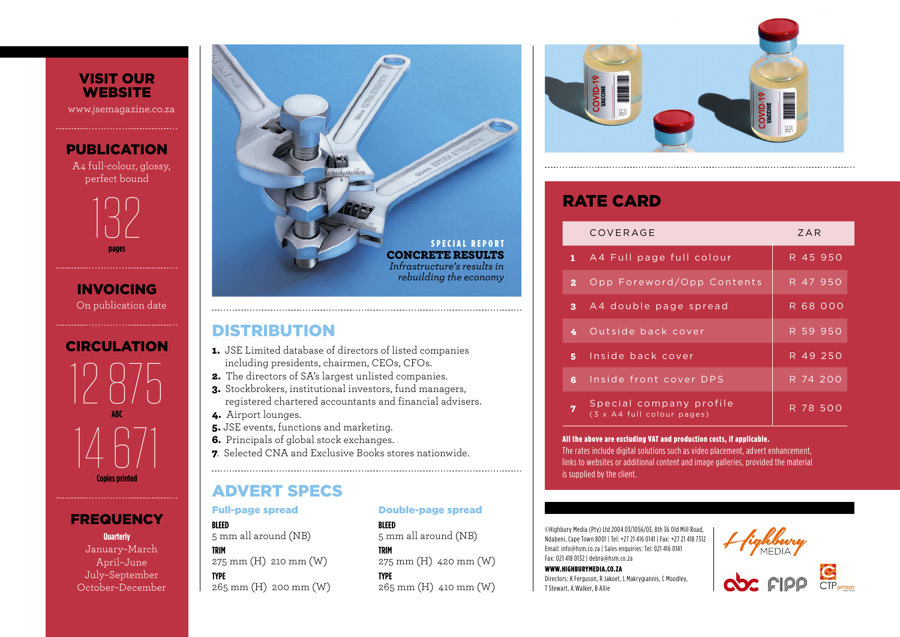## VISIT OUR WEBSITE

www.jsemagazine.co.za

## PUBLICATION

A4 full-colour, glossy, perfect bound

132

pages

## INVOICING

On publication date

## CIRCULATION

12 875

ABC

14 671

Copies printed

## FREQUENCY

**Quarterly**

January–March
April–June
July–September
October–December

SPECIAL REPORT

**CONCRETE RESULTS**

*Infrastructure's results in rebuilding the economy*

## DISTRIBUTION

1. JSE Limited database of directors of listed companies including presidents, chairmen, CEOs, CFOs.
2. The directors of SA's largest unlisted companies.
3. Stockbrokers, institutional investors, fund managers, registered chartered accountants and financial advisers.
4. Airport lounges.
5. JSE events, functions and marketing.
6. Principals of global stock exchanges.
7. Selected CNA and Exclusive Books stores nationwide.

## ADVERT SPECS

### Full-page spread

**BLEED**
5 mm all around (NB)

**TRIM**
275 mm (H) 210 mm (W)

**TYPE**
265 mm (H) 200 mm (W)

### Double-page spread

**BLEED**
5 mm all around (NB)

**TRIM**
275 mm (H) 420 mm (W)

**TYPE**
265 mm (H) 410 mm (W)

## RATE CARD

| | COVERAGE | ZAR |
|---|---|---|
| 1 | A4 Full page full colour | R 45 950 |
| 2 | Opp Foreword/Opp Contents | R 47 950 |
| 3 | A4 double page spread | R 68 000 |
| 4 | Outside back cover | R 59 950 |
| 5 | Inside back cover | R 49 250 |
| 6 | Inside front cover DPS | R 74 200 |
| 7 | Special company profile (3 x A4 full colour pages) | R 78 500 |

**All the above are excluding VAT and production costs, if applicable.**
The rates include digital solutions such as video placement, advert enhancement, links to websites or additional content and image galleries, provided the material is supplied by the client.

©Highbury Media (Pty) Ltd 2004 03/1056/03, 8th 36 Old Mill Road, Ndabeni, Cape Town 8001 | Tel: +27 21 416 0141 | Fax: +27 21 418 7312
Email: info@hsm.co.za | Sales enquiries: Tel: 021 416 0141
Fax: 021 418 0132 | debra@hsm.co.za

**WWW.HIGHBURYMEDIA.CO.ZA**

Directors: K Ferguson, R Jakoet, L Makrygiannis, C Moodley, T Stewart, A Walker, B Allie